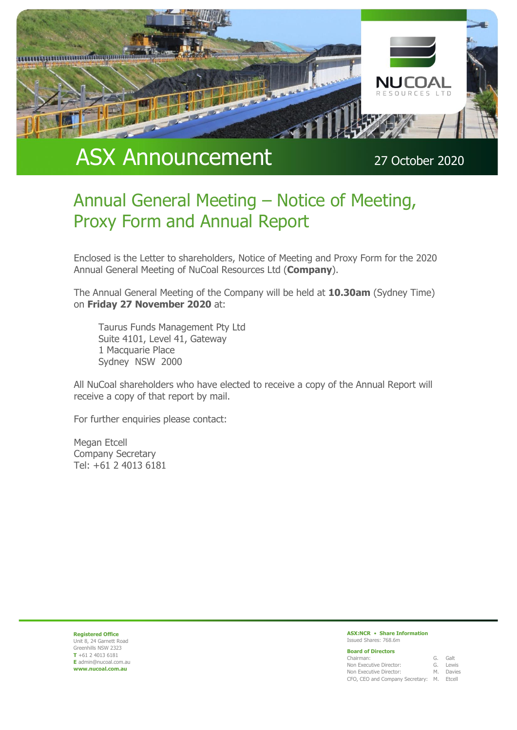# ASX Announcement

27 October 2020

## Annual General Meeting – Notice of Meeting, Proxy Form and Annual Report

Enclosed is the Letter to shareholders, Notice of Meeting and Proxy Form for the 2020 Annual General Meeting of NuCoal Resources Ltd (**Company**).

The Annual General Meeting of the Company will be held at **10.30am** (Sydney Time) on **Friday 27 November 2020** at:

Taurus Funds Management Pty Ltd
Suite 4101, Level 41, Gateway
1 Macquarie Place
Sydney NSW 2000

All NuCoal shareholders who have elected to receive a copy of the Annual Report will receive a copy of that report by mail.

For further enquiries please contact:

Megan Etcell
Company Secretary
Tel: +61 2 4013 6181

**Registered Office**
Unit 8, 24 Garnett Road
Greenhills NSW 2323
**T** +61 2 4013 6181
**E** admin@nucoal.com.au
**www.nucoal.com.au**

**ASX:NCR • Share Information**
Issued Shares: 768.6m

**Board of Directors**

| | |
|---|---|
| Chairman: | G. Galt |
| Non Executive Director: | G. Lewis |
| Non Executive Director: | M. Davies |
| CFO, CEO and Company Secretary: | M. Etcell |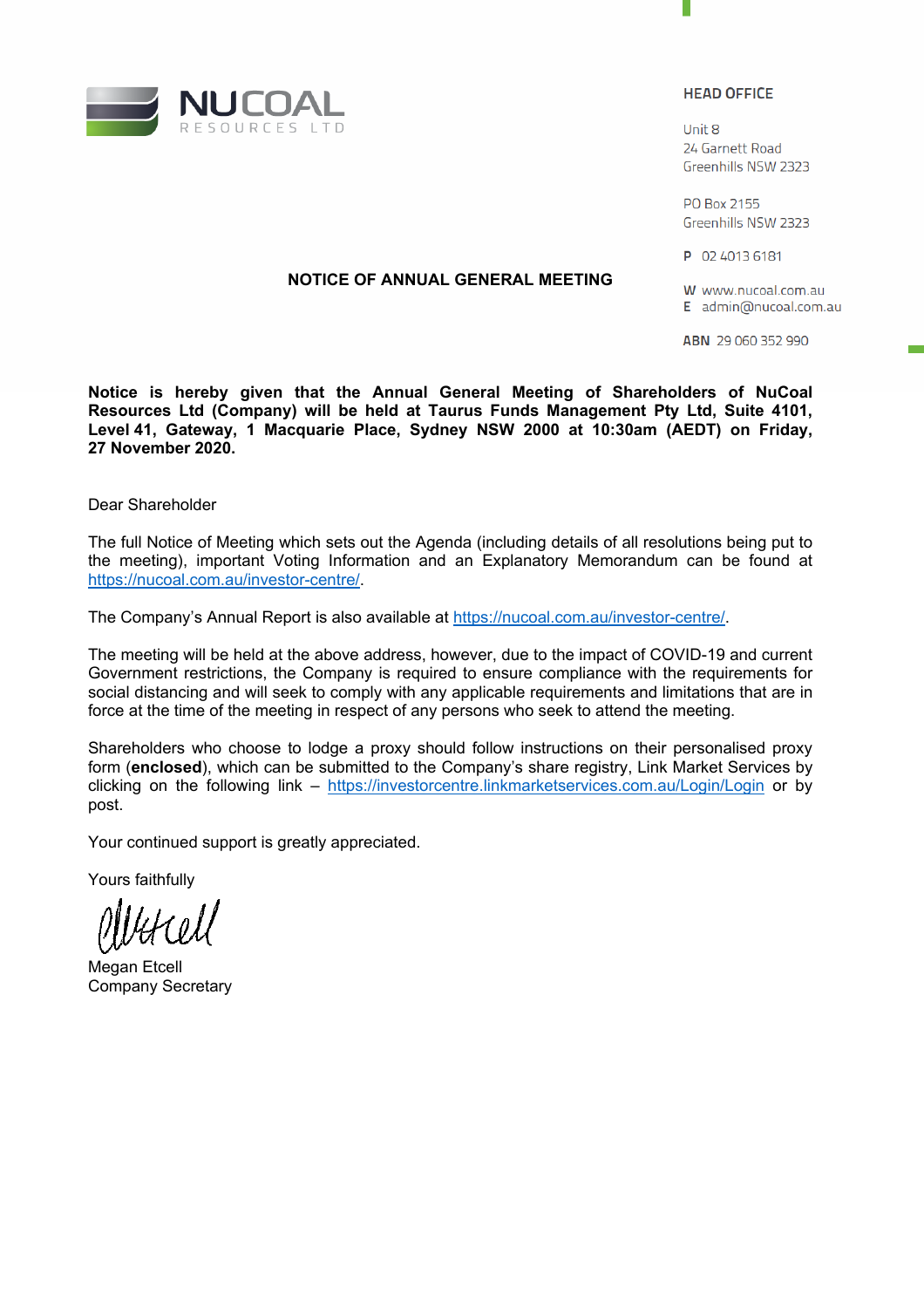NUCOAL RESOURCES LTD

**HEAD OFFICE**

Unit 8
24 Garnett Road
Greenhills NSW 2323

PO Box 2155
Greenhills NSW 2323

**P** 02 4013 6181

**W** www.nucoal.com.au
**E** admin@nucoal.com.au

**ABN** 29 060 352 990

# NOTICE OF ANNUAL GENERAL MEETING

**Notice is hereby given that the Annual General Meeting of Shareholders of NuCoal Resources Ltd (Company) will be held at Taurus Funds Management Pty Ltd, Suite 4101, Level 41, Gateway, 1 Macquarie Place, Sydney NSW 2000 at 10:30am (AEDT) on Friday, 27 November 2020.**

Dear Shareholder

The full Notice of Meeting which sets out the Agenda (including details of all resolutions being put to the meeting), important Voting Information and an Explanatory Memorandum can be found at https://nucoal.com.au/investor-centre/.

The Company's Annual Report is also available at https://nucoal.com.au/investor-centre/.

The meeting will be held at the above address, however, due to the impact of COVID-19 and current Government restrictions, the Company is required to ensure compliance with the requirements for social distancing and will seek to comply with any applicable requirements and limitations that are in force at the time of the meeting in respect of any persons who seek to attend the meeting.

Shareholders who choose to lodge a proxy should follow instructions on their personalised proxy form (**enclosed**), which can be submitted to the Company's share registry, Link Market Services by clicking on the following link – https://investorcentre.linkmarketservices.com.au/Login/Login or by post.

Your continued support is greatly appreciated.

Yours faithfully

Megan Etcell
Company Secretary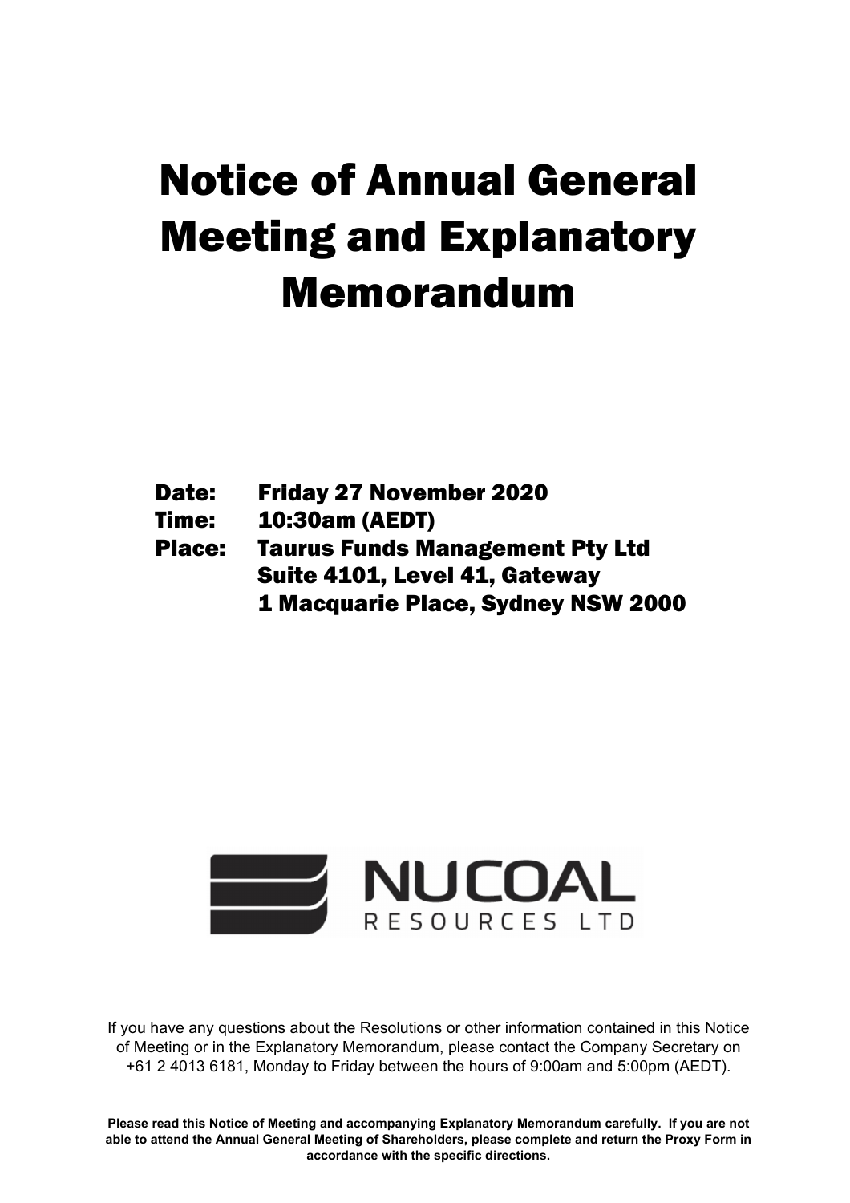# Notice of Annual General Meeting and Explanatory Memorandum

**Date:** Friday 27 November 2020

**Time:** 10:30am (AEDT)

**Place:** Taurus Funds Management Pty Ltd
Suite 4101, Level 41, Gateway
1 Macquarie Place, Sydney NSW 2000

NUCOAL RESOURCES LTD

If you have any questions about the Resolutions or other information contained in this Notice of Meeting or in the Explanatory Memorandum, please contact the Company Secretary on +61 2 4013 6181, Monday to Friday between the hours of 9:00am and 5:00pm (AEDT).

**Please read this Notice of Meeting and accompanying Explanatory Memorandum carefully. If you are not able to attend the Annual General Meeting of Shareholders, please complete and return the Proxy Form in accordance with the specific directions.**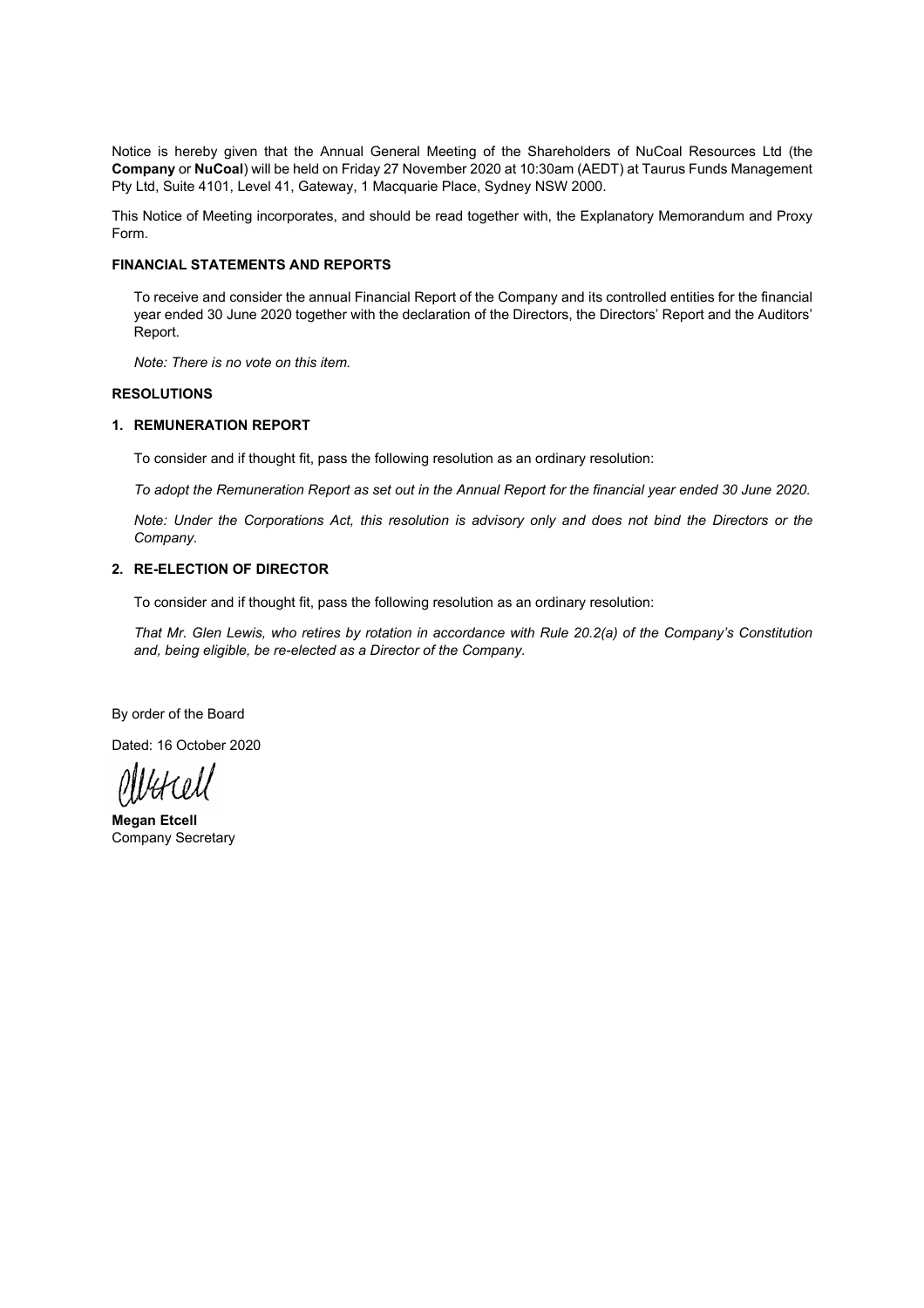Notice is hereby given that the Annual General Meeting of the Shareholders of NuCoal Resources Ltd (the **Company** or **NuCoal**) will be held on Friday 27 November 2020 at 10:30am (AEDT) at Taurus Funds Management Pty Ltd, Suite 4101, Level 41, Gateway, 1 Macquarie Place, Sydney NSW 2000.

This Notice of Meeting incorporates, and should be read together with, the Explanatory Memorandum and Proxy Form.

## FINANCIAL STATEMENTS AND REPORTS

To receive and consider the annual Financial Report of the Company and its controlled entities for the financial year ended 30 June 2020 together with the declaration of the Directors, the Directors' Report and the Auditors' Report.

*Note: There is no vote on this item.*

## RESOLUTIONS

### 1. REMUNERATION REPORT

To consider and if thought fit, pass the following resolution as an ordinary resolution:

*To adopt the Remuneration Report as set out in the Annual Report for the financial year ended 30 June 2020.*

*Note: Under the Corporations Act, this resolution is advisory only and does not bind the Directors or the Company.*

### 2. RE-ELECTION OF DIRECTOR

To consider and if thought fit, pass the following resolution as an ordinary resolution:

*That Mr. Glen Lewis, who retires by rotation in accordance with Rule 20.2(a) of the Company's Constitution and, being eligible, be re-elected as a Director of the Company.*

By order of the Board

Dated: 16 October 2020

**Megan Etcell**
Company Secretary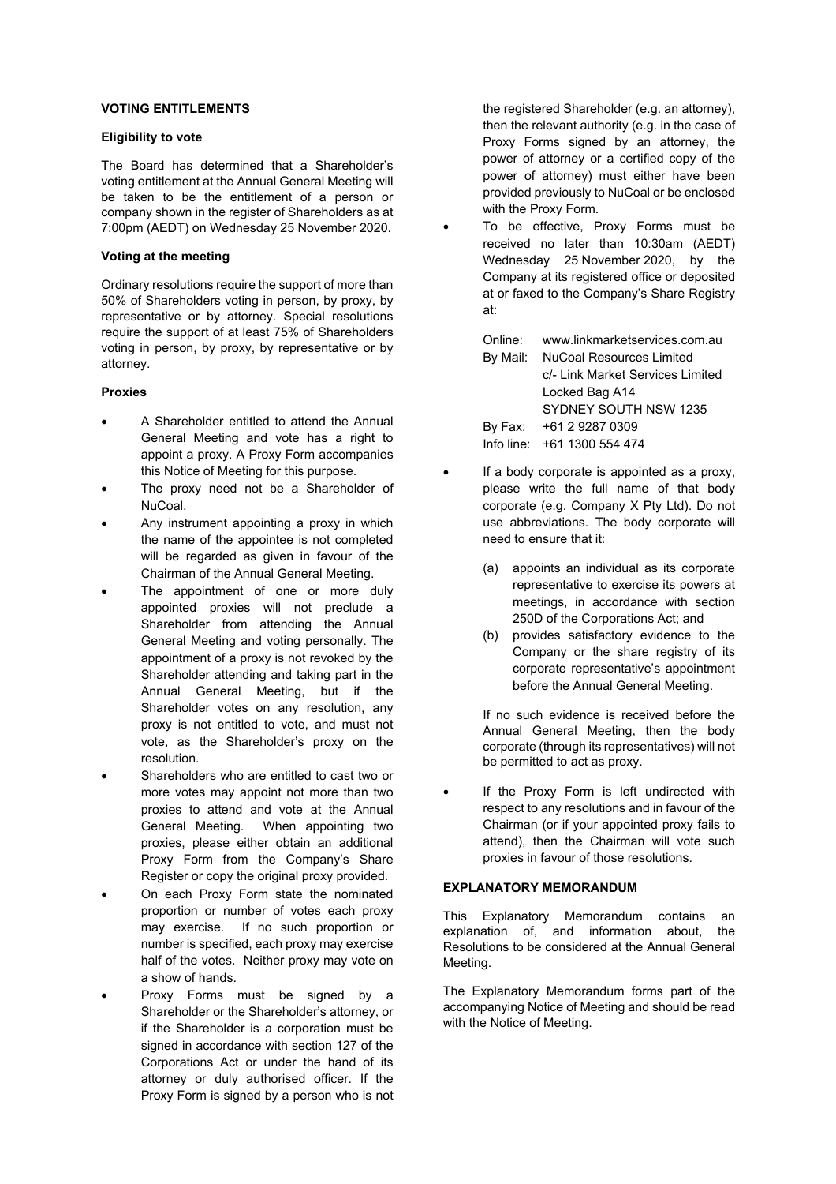## VOTING ENTITLEMENTS

### Eligibility to vote

The Board has determined that a Shareholder's voting entitlement at the Annual General Meeting will be taken to be the entitlement of a person or company shown in the register of Shareholders as at 7:00pm (AEDT) on Wednesday 25 November 2020.

### Voting at the meeting

Ordinary resolutions require the support of more than 50% of Shareholders voting in person, by proxy, by representative or by attorney. Special resolutions require the support of at least 75% of Shareholders voting in person, by proxy, by representative or by attorney.

### Proxies

- A Shareholder entitled to attend the Annual General Meeting and vote has a right to appoint a proxy. A Proxy Form accompanies this Notice of Meeting for this purpose.
- The proxy need not be a Shareholder of NuCoal.
- Any instrument appointing a proxy in which the name of the appointee is not completed will be regarded as given in favour of the Chairman of the Annual General Meeting.
- The appointment of one or more duly appointed proxies will not preclude a Shareholder from attending the Annual General Meeting and voting personally. The appointment of a proxy is not revoked by the Shareholder attending and taking part in the Annual General Meeting, but if the Shareholder votes on any resolution, any proxy is not entitled to vote, and must not vote, as the Shareholder's proxy on the resolution.
- Shareholders who are entitled to cast two or more votes may appoint not more than two proxies to attend and vote at the Annual General Meeting. When appointing two proxies, please either obtain an additional Proxy Form from the Company's Share Register or copy the original proxy provided.
- On each Proxy Form state the nominated proportion or number of votes each proxy may exercise. If no such proportion or number is specified, each proxy may exercise half of the votes. Neither proxy may vote on a show of hands.
- Proxy Forms must be signed by a Shareholder or the Shareholder's attorney, or if the Shareholder is a corporation must be signed in accordance with section 127 of the Corporations Act or under the hand of its attorney or duly authorised officer. If the Proxy Form is signed by a person who is not the registered Shareholder (e.g. an attorney), then the relevant authority (e.g. in the case of Proxy Forms signed by an attorney, the power of attorney or a certified copy of the power of attorney) must either have been provided previously to NuCoal or be enclosed with the Proxy Form.
- To be effective, Proxy Forms must be received no later than 10:30am (AEDT) Wednesday 25 November 2020, by the Company at its registered office or deposited at or faxed to the Company's Share Registry at:

  Online: www.linkmarketservices.com.au
  By Mail: NuCoal Resources Limited
  c/- Link Market Services Limited
  Locked Bag A14
  SYDNEY SOUTH NSW 1235
  By Fax: +61 2 9287 0309
  Info line: +61 1300 554 474

- If a body corporate is appointed as a proxy, please write the full name of that body corporate (e.g. Company X Pty Ltd). Do not use abbreviations. The body corporate will need to ensure that it:

  (a) appoints an individual as its corporate representative to exercise its powers at meetings, in accordance with section 250D of the Corporations Act; and
  (b) provides satisfactory evidence to the Company or the share registry of its corporate representative's appointment before the Annual General Meeting.

  If no such evidence is received before the Annual General Meeting, then the body corporate (through its representatives) will not be permitted to act as proxy.

- If the Proxy Form is left undirected with respect to any resolutions and in favour of the Chairman (or if your appointed proxy fails to attend), then the Chairman will vote such proxies in favour of those resolutions.

## EXPLANATORY MEMORANDUM

This Explanatory Memorandum contains an explanation of, and information about, the Resolutions to be considered at the Annual General Meeting.

The Explanatory Memorandum forms part of the accompanying Notice of Meeting and should be read with the Notice of Meeting.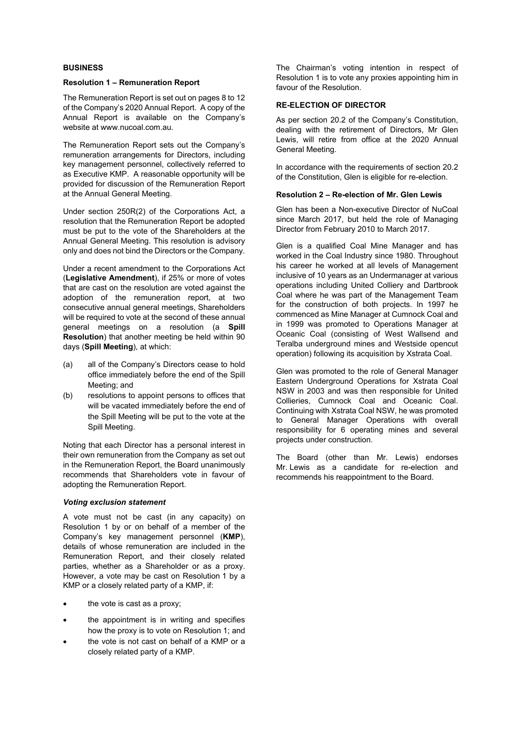**BUSINESS**

**Resolution 1 – Remuneration Report**

The Remuneration Report is set out on pages 8 to 12 of the Company's 2020 Annual Report. A copy of the Annual Report is available on the Company's website at www.nucoal.com.au.

The Remuneration Report sets out the Company's remuneration arrangements for Directors, including key management personnel, collectively referred to as Executive KMP. A reasonable opportunity will be provided for discussion of the Remuneration Report at the Annual General Meeting.

Under section 250R(2) of the Corporations Act, a resolution that the Remuneration Report be adopted must be put to the vote of the Shareholders at the Annual General Meeting. This resolution is advisory only and does not bind the Directors or the Company.

Under a recent amendment to the Corporations Act (**Legislative Amendment**), if 25% or more of votes that are cast on the resolution are voted against the adoption of the remuneration report, at two consecutive annual general meetings, Shareholders will be required to vote at the second of these annual general meetings on a resolution (a **Spill Resolution**) that another meeting be held within 90 days (**Spill Meeting**), at which:

(a) all of the Company's Directors cease to hold office immediately before the end of the Spill Meeting; and

(b) resolutions to appoint persons to offices that will be vacated immediately before the end of the Spill Meeting will be put to the vote at the Spill Meeting.

Noting that each Director has a personal interest in their own remuneration from the Company as set out in the Remuneration Report, the Board unanimously recommends that Shareholders vote in favour of adopting the Remuneration Report.

***Voting exclusion statement***

A vote must not be cast (in any capacity) on Resolution 1 by or on behalf of a member of the Company's key management personnel (**KMP**), details of whose remuneration are included in the Remuneration Report, and their closely related parties, whether as a Shareholder or as a proxy. However, a vote may be cast on Resolution 1 by a KMP or a closely related party of a KMP, if:

- the vote is cast as a proxy;
- the appointment is in writing and specifies how the proxy is to vote on Resolution 1; and
- the vote is not cast on behalf of a KMP or a closely related party of a KMP.

The Chairman's voting intention in respect of Resolution 1 is to vote any proxies appointing him in favour of the Resolution.

**RE-ELECTION OF DIRECTOR**

As per section 20.2 of the Company's Constitution, dealing with the retirement of Directors, Mr Glen Lewis, will retire from office at the 2020 Annual General Meeting.

In accordance with the requirements of section 20.2 of the Constitution, Glen is eligible for re-election.

**Resolution 2 – Re-election of Mr. Glen Lewis**

Glen has been a Non-executive Director of NuCoal since March 2017, but held the role of Managing Director from February 2010 to March 2017.

Glen is a qualified Coal Mine Manager and has worked in the Coal Industry since 1980. Throughout his career he worked at all levels of Management inclusive of 10 years as an Undermanager at various operations including United Colliery and Dartbrook Coal where he was part of the Management Team for the construction of both projects. In 1997 he commenced as Mine Manager at Cumnock Coal and in 1999 was promoted to Operations Manager at Oceanic Coal (consisting of West Wallsend and Teralba underground mines and Westside opencut operation) following its acquisition by Xstrata Coal.

Glen was promoted to the role of General Manager Eastern Underground Operations for Xstrata Coal NSW in 2003 and was then responsible for United Collieries, Cumnock Coal and Oceanic Coal. Continuing with Xstrata Coal NSW, he was promoted to General Manager Operations with overall responsibility for 6 operating mines and several projects under construction.

The Board (other than Mr. Lewis) endorses Mr. Lewis as a candidate for re-election and recommends his reappointment to the Board.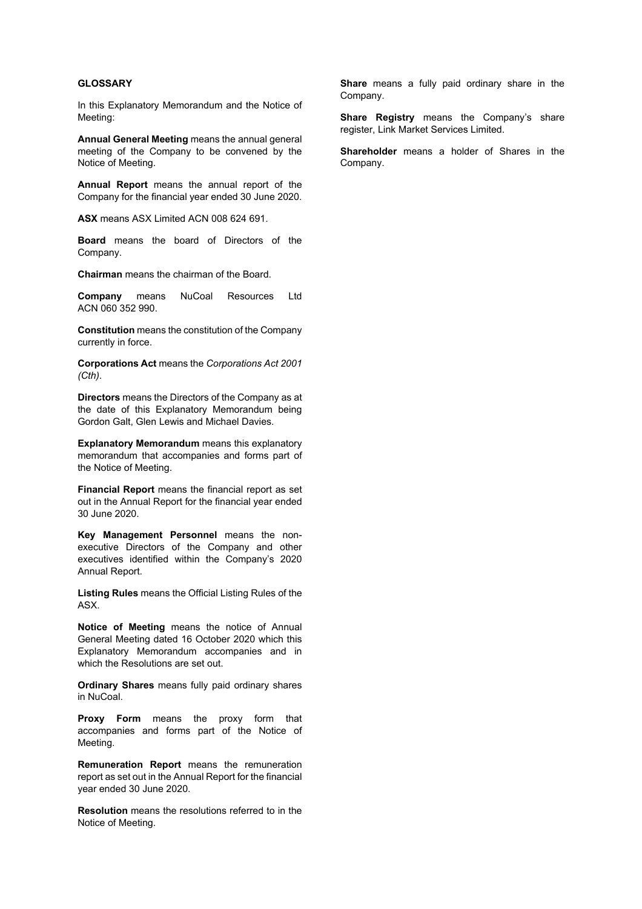## GLOSSARY

In this Explanatory Memorandum and the Notice of Meeting:

**Annual General Meeting** means the annual general meeting of the Company to be convened by the Notice of Meeting.

**Annual Report** means the annual report of the Company for the financial year ended 30 June 2020.

**ASX** means ASX Limited ACN 008 624 691.

**Board** means the board of Directors of the Company.

**Chairman** means the chairman of the Board.

**Company** means NuCoal Resources Ltd ACN 060 352 990.

**Constitution** means the constitution of the Company currently in force.

**Corporations Act** means the *Corporations Act 2001 (Cth)*.

**Directors** means the Directors of the Company as at the date of this Explanatory Memorandum being Gordon Galt, Glen Lewis and Michael Davies.

**Explanatory Memorandum** means this explanatory memorandum that accompanies and forms part of the Notice of Meeting.

**Financial Report** means the financial report as set out in the Annual Report for the financial year ended 30 June 2020.

**Key Management Personnel** means the non-executive Directors of the Company and other executives identified within the Company's 2020 Annual Report.

**Listing Rules** means the Official Listing Rules of the ASX.

**Notice of Meeting** means the notice of Annual General Meeting dated 16 October 2020 which this Explanatory Memorandum accompanies and in which the Resolutions are set out.

**Ordinary Shares** means fully paid ordinary shares in NuCoal.

**Proxy Form** means the proxy form that accompanies and forms part of the Notice of Meeting.

**Remuneration Report** means the remuneration report as set out in the Annual Report for the financial year ended 30 June 2020.

**Resolution** means the resolutions referred to in the Notice of Meeting.

**Share** means a fully paid ordinary share in the Company.

**Share Registry** means the Company's share register, Link Market Services Limited.

**Shareholder** means a holder of Shares in the Company.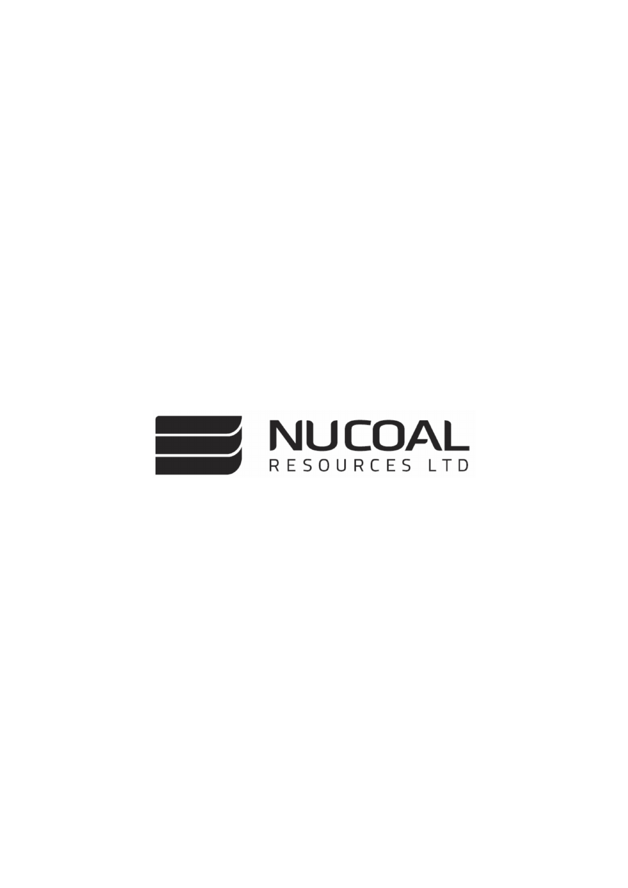NUCOAL

RESOURCES LTD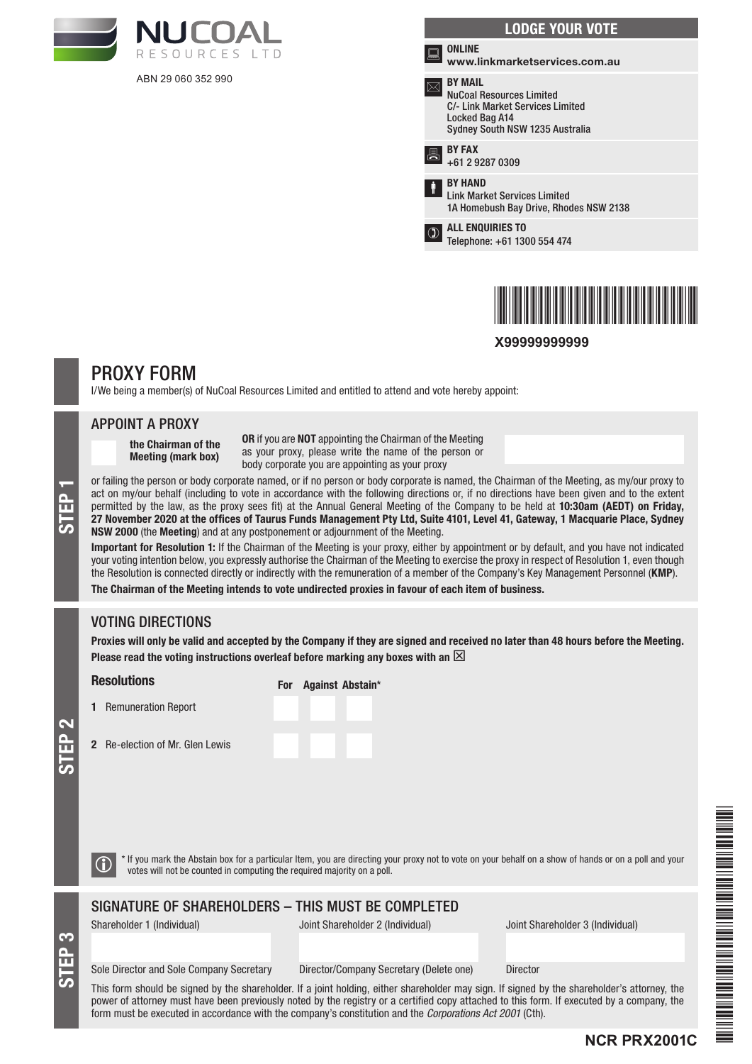**NUCOAL** RESOURCES LTD

ABN 29 060 352 990

**LODGE YOUR VOTE**

**ONLINE**
**www.linkmarketservices.com.au**

**BY MAIL**
NuCoal Resources Limited
C/- Link Market Services Limited
Locked Bag A14
Sydney South NSW 1235 Australia

**BY FAX**
+61 2 9287 0309

**BY HAND**
Link Market Services Limited
1A Homebush Bay Drive, Rhodes NSW 2138

**ALL ENQUIRIES TO**
Telephone: +61 1300 554 474

**X99999999999**

# PROXY FORM

I/We being a member(s) of NuCoal Resources Limited and entitled to attend and vote hereby appoint:

## STEP 1

### APPOINT A PROXY

**the Chairman of the Meeting (mark box)**

**OR** if you are **NOT** appointing the Chairman of the Meeting as your proxy, please write the name of the person or body corporate you are appointing as your proxy

or failing the person or body corporate named, or if no person or body corporate is named, the Chairman of the Meeting, as my/our proxy to act on my/our behalf (including to vote in accordance with the following directions or, if no directions have been given and to the extent permitted by the law, as the proxy sees fit) at the Annual General Meeting of the Company to be held at **10:30am (AEDT) on Friday, 27 November 2020 at the offices of Taurus Funds Management Pty Ltd, Suite 4101, Level 41, Gateway, 1 Macquarie Place, Sydney NSW 2000** (the **Meeting**) and at any postponement or adjournment of the Meeting.

**Important for Resolution 1:** If the Chairman of the Meeting is your proxy, either by appointment or by default, and you have not indicated your voting intention below, you expressly authorise the Chairman of the Meeting to exercise the proxy in respect of Resolution 1, even though the Resolution is connected directly or indirectly with the remuneration of a member of the Company's Key Management Personnel (**KMP**).

**The Chairman of the Meeting intends to vote undirected proxies in favour of each item of business.**

## STEP 2

### VOTING DIRECTIONS

**Proxies will only be valid and accepted by the Company if they are signed and received no later than 48 hours before the Meeting.**
**Please read the voting instructions overleaf before marking any boxes with an ☒**

| Resolutions | For | Against | Abstain* |
|---|---|---|---|
| 1 Remuneration Report | | | |
| 2 Re-election of Mr. Glen Lewis | | | |

\* If you mark the Abstain box for a particular Item, you are directing your proxy not to vote on your behalf on a show of hands or on a poll and your votes will not be counted in computing the required majority on a poll.

## STEP 3

### SIGNATURE OF SHAREHOLDERS – THIS MUST BE COMPLETED

| Shareholder 1 (Individual) | Joint Shareholder 2 (Individual) | Joint Shareholder 3 (Individual) |
|---|---|---|
| | | |
| Sole Director and Sole Company Secretary | Director/Company Secretary (Delete one) | Director |

This form should be signed by the shareholder. If a joint holding, either shareholder may sign. If signed by the shareholder's attorney, the power of attorney must have been previously noted by the registry or a certified copy attached to this form. If executed by a company, the form must be executed in accordance with the company's constitution and the *Corporations Act 2001* (Cth).

**NCR PRX2001C**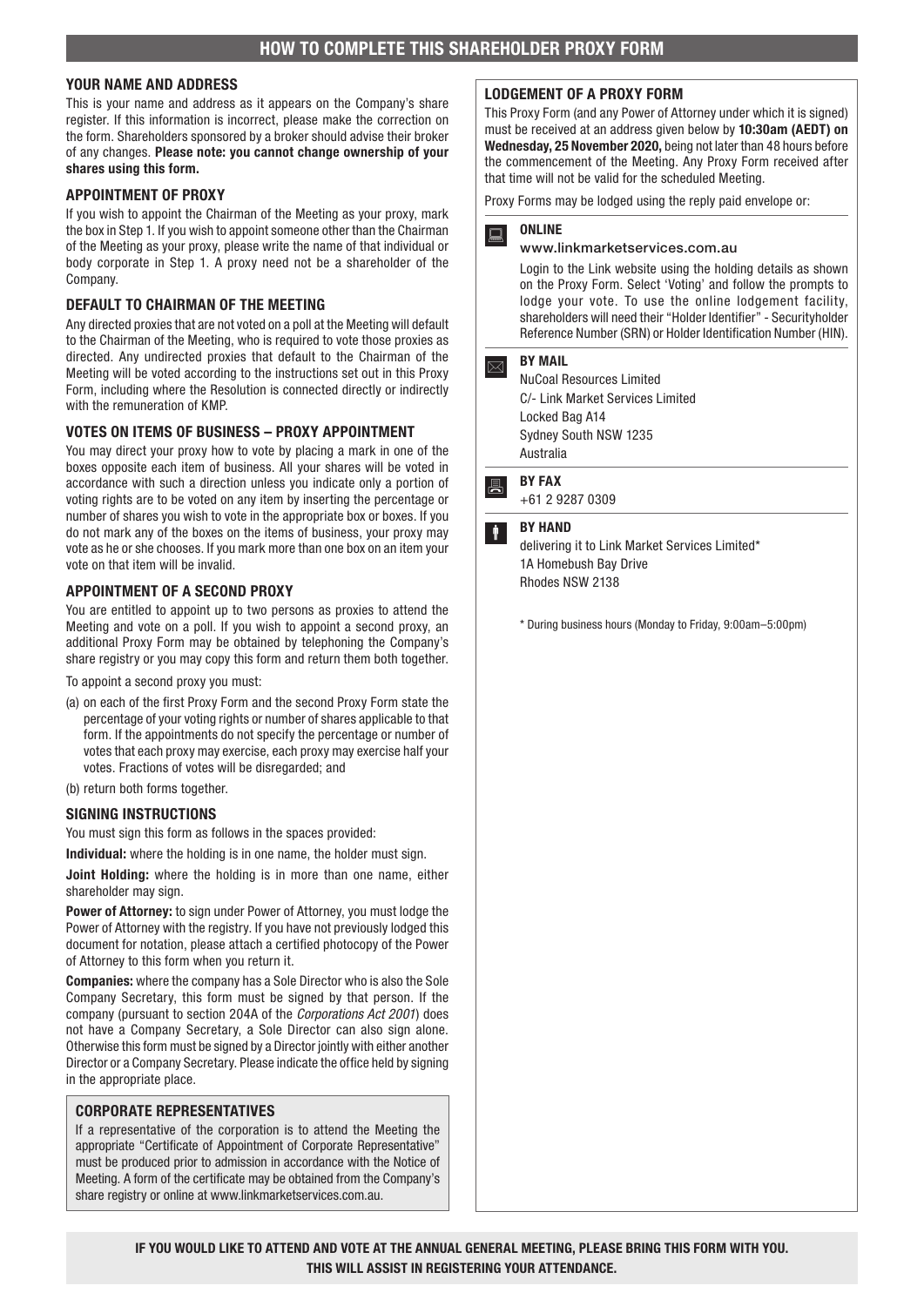# HOW TO COMPLETE THIS SHAREHOLDER PROXY FORM

### YOUR NAME AND ADDRESS

This is your name and address as it appears on the Company's share register. If this information is incorrect, please make the correction on the form. Shareholders sponsored by a broker should advise their broker of any changes. **Please note: you cannot change ownership of your shares using this form.**

### APPOINTMENT OF PROXY

If you wish to appoint the Chairman of the Meeting as your proxy, mark the box in Step 1. If you wish to appoint someone other than the Chairman of the Meeting as your proxy, please write the name of that individual or body corporate in Step 1. A proxy need not be a shareholder of the Company.

### DEFAULT TO CHAIRMAN OF THE MEETING

Any directed proxies that are not voted on a poll at the Meeting will default to the Chairman of the Meeting, who is required to vote those proxies as directed. Any undirected proxies that default to the Chairman of the Meeting will be voted according to the instructions set out in this Proxy Form, including where the Resolution is connected directly or indirectly with the remuneration of KMP.

### VOTES ON ITEMS OF BUSINESS – PROXY APPOINTMENT

You may direct your proxy how to vote by placing a mark in one of the boxes opposite each item of business. All your shares will be voted in accordance with such a direction unless you indicate only a portion of voting rights are to be voted on any item by inserting the percentage or number of shares you wish to vote in the appropriate box or boxes. If you do not mark any of the boxes on the items of business, your proxy may vote as he or she chooses. If you mark more than one box on an item your vote on that item will be invalid.

### APPOINTMENT OF A SECOND PROXY

You are entitled to appoint up to two persons as proxies to attend the Meeting and vote on a poll. If you wish to appoint a second proxy, an additional Proxy Form may be obtained by telephoning the Company's share registry or you may copy this form and return them both together.

To appoint a second proxy you must:

(a) on each of the first Proxy Form and the second Proxy Form state the percentage of your voting rights or number of shares applicable to that form. If the appointments do not specify the percentage or number of votes that each proxy may exercise, each proxy may exercise half your votes. Fractions of votes will be disregarded; and

(b) return both forms together.

### SIGNING INSTRUCTIONS

You must sign this form as follows in the spaces provided:

**Individual:** where the holding is in one name, the holder must sign.

**Joint Holding:** where the holding is in more than one name, either shareholder may sign.

**Power of Attorney:** to sign under Power of Attorney, you must lodge the Power of Attorney with the registry. If you have not previously lodged this document for notation, please attach a certified photocopy of the Power of Attorney to this form when you return it.

**Companies:** where the company has a Sole Director who is also the Sole Company Secretary, this form must be signed by that person. If the company (pursuant to section 204A of the *Corporations Act 2001*) does not have a Company Secretary, a Sole Director can also sign alone. Otherwise this form must be signed by a Director jointly with either another Director or a Company Secretary. Please indicate the office held by signing in the appropriate place.

### CORPORATE REPRESENTATIVES

If a representative of the corporation is to attend the Meeting the appropriate "Certificate of Appointment of Corporate Representative" must be produced prior to admission in accordance with the Notice of Meeting. A form of the certificate may be obtained from the Company's share registry or online at www.linkmarketservices.com.au.

### LODGEMENT OF A PROXY FORM

This Proxy Form (and any Power of Attorney under which it is signed) must be received at an address given below by **10:30am (AEDT) on Wednesday, 25 November 2020,** being not later than 48 hours before the commencement of the Meeting. Any Proxy Form received after that time will not be valid for the scheduled Meeting.

Proxy Forms may be lodged using the reply paid envelope or:

**ONLINE**

www.linkmarketservices.com.au

Login to the Link website using the holding details as shown on the Proxy Form. Select 'Voting' and follow the prompts to lodge your vote. To use the online lodgement facility, shareholders will need their "Holder Identifier" - Securityholder Reference Number (SRN) or Holder Identification Number (HIN).

**BY MAIL**

NuCoal Resources Limited
C/- Link Market Services Limited
Locked Bag A14
Sydney South NSW 1235
Australia

**BY FAX**

+61 2 9287 0309

**BY HAND**

delivering it to Link Market Services Limited*
1A Homebush Bay Drive
Rhodes NSW 2138

\* During business hours (Monday to Friday, 9:00am–5:00pm)

**IF YOU WOULD LIKE TO ATTEND AND VOTE AT THE ANNUAL GENERAL MEETING, PLEASE BRING THIS FORM WITH YOU. THIS WILL ASSIST IN REGISTERING YOUR ATTENDANCE.**